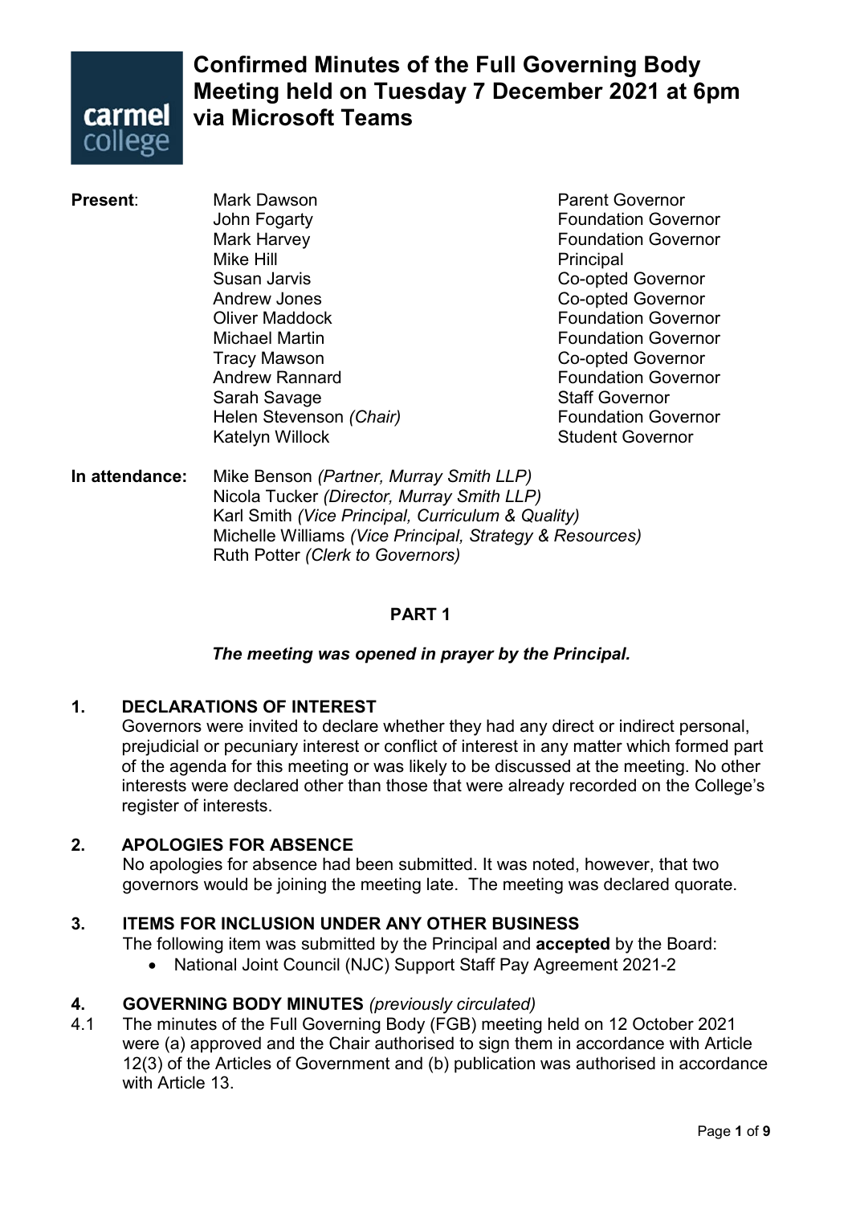# Confirmed Minutes of the Full Governing Body Meeting held on Tuesday 7 December 2021 at 6pm via Microsoft Teams

**Present**:

| | |
|---|---|
| Mark Dawson | Parent Governor |
| John Fogarty | Foundation Governor |
| Mark Harvey | Foundation Governor |
| Mike Hill | Principal |
| Susan Jarvis | Co-opted Governor |
| Andrew Jones | Co-opted Governor |
| Oliver Maddock | Foundation Governor |
| Michael Martin | Foundation Governor |
| Tracy Mawson | Co-opted Governor |
| Andrew Rannard | Foundation Governor |
| Sarah Savage | Staff Governor |
| Helen Stevenson *(Chair)* | Foundation Governor |
| Katelyn Willock | Student Governor |

**In attendance:**
Mike Benson *(Partner, Murray Smith LLP)*
Nicola Tucker *(Director, Murray Smith LLP)*
Karl Smith *(Vice Principal, Curriculum & Quality)*
Michelle Williams *(Vice Principal, Strategy & Resources)*
Ruth Potter *(Clerk to Governors)*

## PART 1

***The meeting was opened in prayer by the Principal.***

### 1. DECLARATIONS OF INTEREST

Governors were invited to declare whether they had any direct or indirect personal, prejudicial or pecuniary interest or conflict of interest in any matter which formed part of the agenda for this meeting or was likely to be discussed at the meeting. No other interests were declared other than those that were already recorded on the College's register of interests.

### 2. APOLOGIES FOR ABSENCE

No apologies for absence had been submitted. It was noted, however, that two governors would be joining the meeting late. The meeting was declared quorate.

### 3. ITEMS FOR INCLUSION UNDER ANY OTHER BUSINESS

The following item was submitted by the Principal and **accepted** by the Board:

- National Joint Council (NJC) Support Staff Pay Agreement 2021-2

### 4. GOVERNING BODY MINUTES *(previously circulated)*

4.1 The minutes of the Full Governing Body (FGB) meeting held on 12 October 2021 were (a) approved and the Chair authorised to sign them in accordance with Article 12(3) of the Articles of Government and (b) publication was authorised in accordance with Article 13.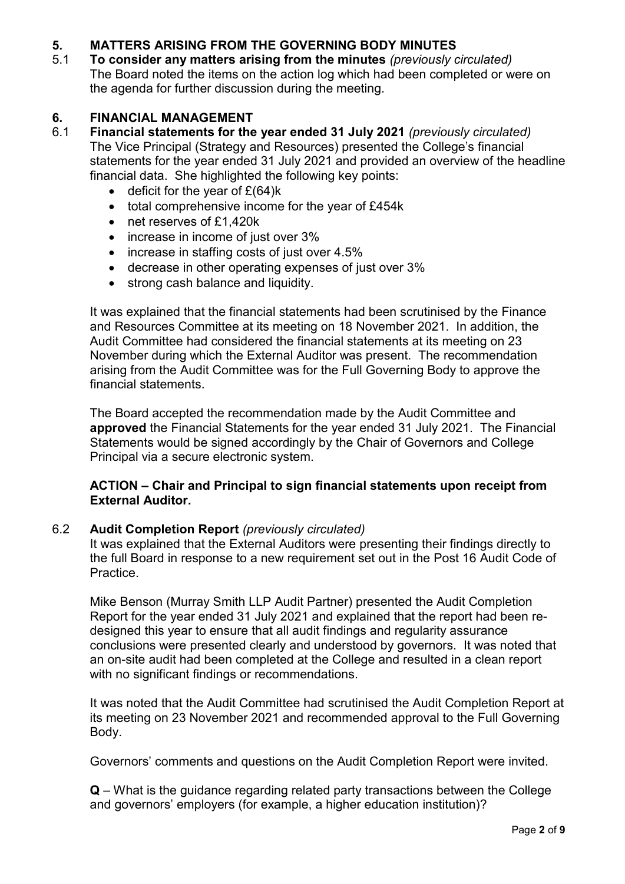## 5. MATTERS ARISING FROM THE GOVERNING BODY MINUTES

**5.1 To consider any matters arising from the minutes** *(previously circulated)*

The Board noted the items on the action log which had been completed or were on the agenda for further discussion during the meeting.

## 6. FINANCIAL MANAGEMENT

**6.1 Financial statements for the year ended 31 July 2021** *(previously circulated)*

The Vice Principal (Strategy and Resources) presented the College's financial statements for the year ended 31 July 2021 and provided an overview of the headline financial data. She highlighted the following key points:

- deficit for the year of £(64)k
- total comprehensive income for the year of £454k
- net reserves of £1,420k
- increase in income of just over 3%
- increase in staffing costs of just over 4.5%
- decrease in other operating expenses of just over 3%
- strong cash balance and liquidity.

It was explained that the financial statements had been scrutinised by the Finance and Resources Committee at its meeting on 18 November 2021. In addition, the Audit Committee had considered the financial statements at its meeting on 23 November during which the External Auditor was present. The recommendation arising from the Audit Committee was for the Full Governing Body to approve the financial statements.

The Board accepted the recommendation made by the Audit Committee and **approved** the Financial Statements for the year ended 31 July 2021. The Financial Statements would be signed accordingly by the Chair of Governors and College Principal via a secure electronic system.

**ACTION – Chair and Principal to sign financial statements upon receipt from External Auditor.**

**6.2 Audit Completion Report** *(previously circulated)*

It was explained that the External Auditors were presenting their findings directly to the full Board in response to a new requirement set out in the Post 16 Audit Code of Practice.

Mike Benson (Murray Smith LLP Audit Partner) presented the Audit Completion Report for the year ended 31 July 2021 and explained that the report had been re-designed this year to ensure that all audit findings and regularity assurance conclusions were presented clearly and understood by governors. It was noted that an on-site audit had been completed at the College and resulted in a clean report with no significant findings or recommendations.

It was noted that the Audit Committee had scrutinised the Audit Completion Report at its meeting on 23 November 2021 and recommended approval to the Full Governing Body.

Governors' comments and questions on the Audit Completion Report were invited.

**Q** – What is the guidance regarding related party transactions between the College and governors' employers (for example, a higher education institution)?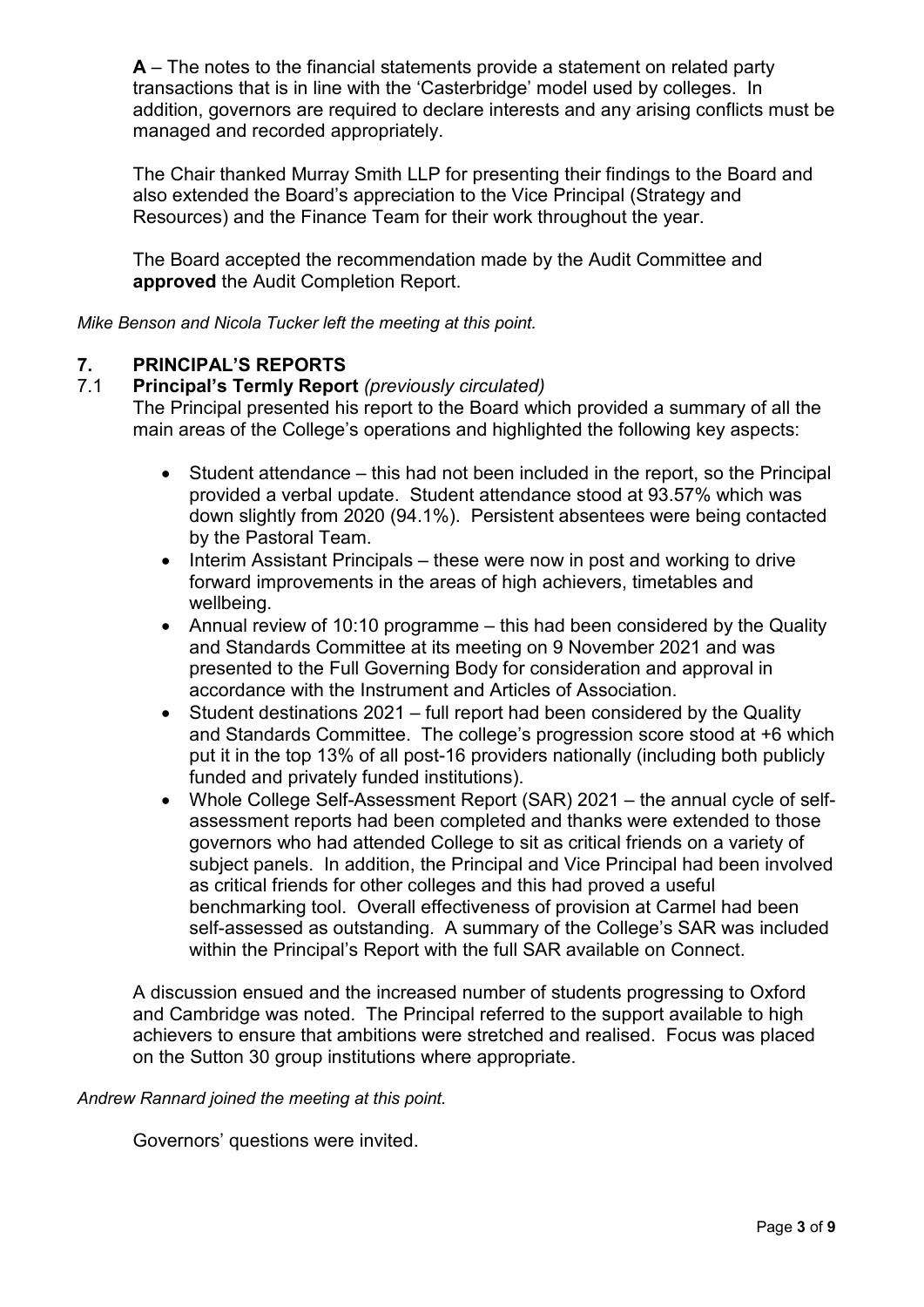**A** – The notes to the financial statements provide a statement on related party transactions that is in line with the 'Casterbridge' model used by colleges. In addition, governors are required to declare interests and any arising conflicts must be managed and recorded appropriately.

The Chair thanked Murray Smith LLP for presenting their findings to the Board and also extended the Board's appreciation to the Vice Principal (Strategy and Resources) and the Finance Team for their work throughout the year.

The Board accepted the recommendation made by the Audit Committee and **approved** the Audit Completion Report.

*Mike Benson and Nicola Tucker left the meeting at this point.*

## 7. PRINCIPAL'S REPORTS

### 7.1 Principal's Termly Report *(previously circulated)*

The Principal presented his report to the Board which provided a summary of all the main areas of the College's operations and highlighted the following key aspects:

- Student attendance – this had not been included in the report, so the Principal provided a verbal update. Student attendance stood at 93.57% which was down slightly from 2020 (94.1%). Persistent absentees were being contacted by the Pastoral Team.
- Interim Assistant Principals – these were now in post and working to drive forward improvements in the areas of high achievers, timetables and wellbeing.
- Annual review of 10:10 programme – this had been considered by the Quality and Standards Committee at its meeting on 9 November 2021 and was presented to the Full Governing Body for consideration and approval in accordance with the Instrument and Articles of Association.
- Student destinations 2021 – full report had been considered by the Quality and Standards Committee. The college's progression score stood at +6 which put it in the top 13% of all post-16 providers nationally (including both publicly funded and privately funded institutions).
- Whole College Self-Assessment Report (SAR) 2021 – the annual cycle of self-assessment reports had been completed and thanks were extended to those governors who had attended College to sit as critical friends on a variety of subject panels. In addition, the Principal and Vice Principal had been involved as critical friends for other colleges and this had proved a useful benchmarking tool. Overall effectiveness of provision at Carmel had been self-assessed as outstanding. A summary of the College's SAR was included within the Principal's Report with the full SAR available on Connect.

A discussion ensued and the increased number of students progressing to Oxford and Cambridge was noted. The Principal referred to the support available to high achievers to ensure that ambitions were stretched and realised. Focus was placed on the Sutton 30 group institutions where appropriate.

*Andrew Rannard joined the meeting at this point.*

Governors' questions were invited.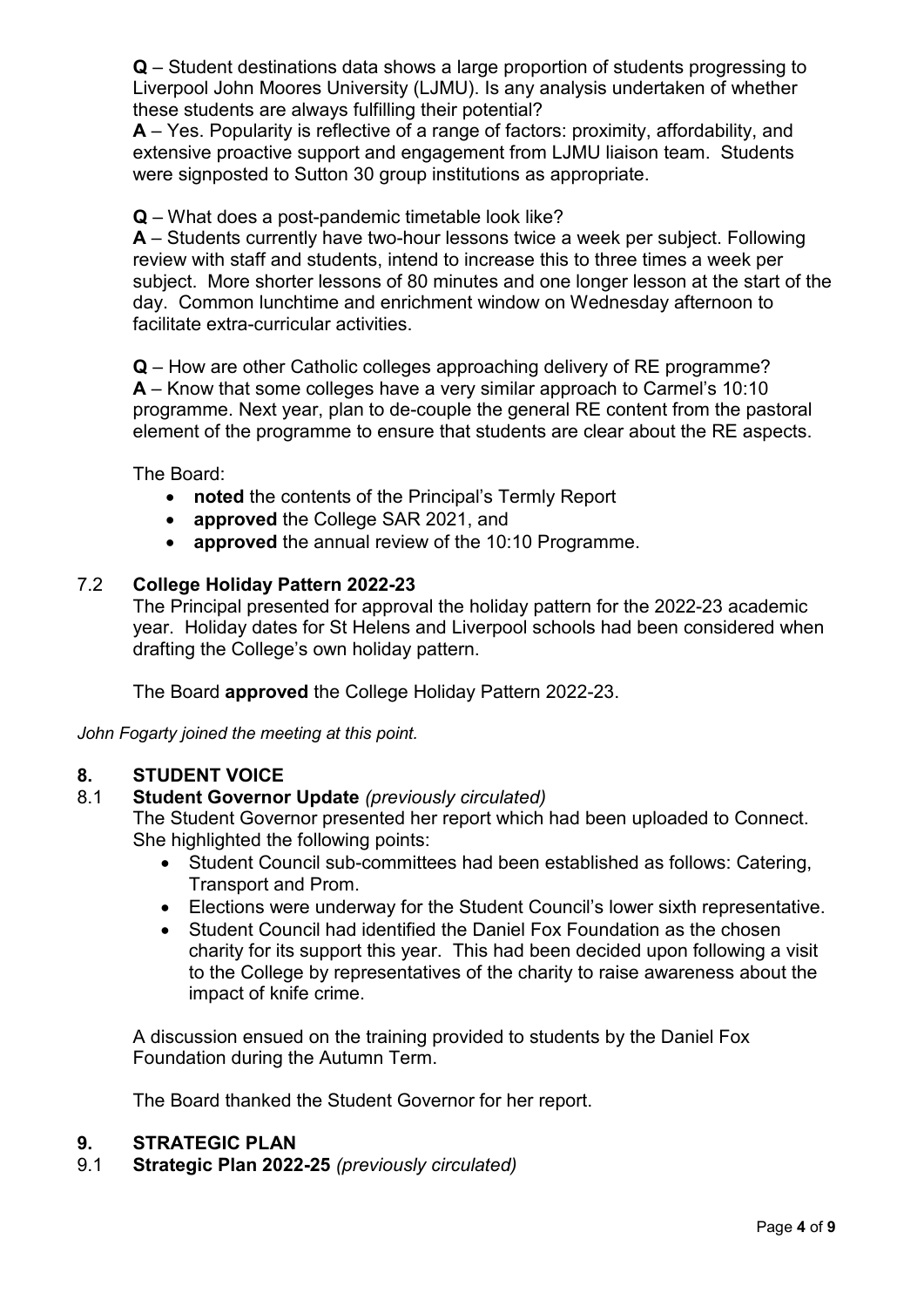**Q** – Student destinations data shows a large proportion of students progressing to Liverpool John Moores University (LJMU). Is any analysis undertaken of whether these students are always fulfilling their potential?
**A** – Yes. Popularity is reflective of a range of factors: proximity, affordability, and extensive proactive support and engagement from LJMU liaison team. Students were signposted to Sutton 30 group institutions as appropriate.

**Q** – What does a post-pandemic timetable look like?
**A** – Students currently have two-hour lessons twice a week per subject. Following review with staff and students, intend to increase this to three times a week per subject. More shorter lessons of 80 minutes and one longer lesson at the start of the day. Common lunchtime and enrichment window on Wednesday afternoon to facilitate extra-curricular activities.

**Q** – How are other Catholic colleges approaching delivery of RE programme?
**A** – Know that some colleges have a very similar approach to Carmel's 10:10 programme. Next year, plan to de-couple the general RE content from the pastoral element of the programme to ensure that students are clear about the RE aspects.

The Board:

- **noted** the contents of the Principal's Termly Report
- **approved** the College SAR 2021, and
- **approved** the annual review of the 10:10 Programme.

### 7.2 College Holiday Pattern 2022-23

The Principal presented for approval the holiday pattern for the 2022-23 academic year. Holiday dates for St Helens and Liverpool schools had been considered when drafting the College's own holiday pattern.

The Board **approved** the College Holiday Pattern 2022-23.

*John Fogarty joined the meeting at this point.*

## 8. STUDENT VOICE

### 8.1 Student Governor Update *(previously circulated)*

The Student Governor presented her report which had been uploaded to Connect. She highlighted the following points:

- Student Council sub-committees had been established as follows: Catering, Transport and Prom.
- Elections were underway for the Student Council's lower sixth representative.
- Student Council had identified the Daniel Fox Foundation as the chosen charity for its support this year. This had been decided upon following a visit to the College by representatives of the charity to raise awareness about the impact of knife crime.

A discussion ensued on the training provided to students by the Daniel Fox Foundation during the Autumn Term.

The Board thanked the Student Governor for her report.

## 9. STRATEGIC PLAN

### 9.1 Strategic Plan 2022-25 *(previously circulated)*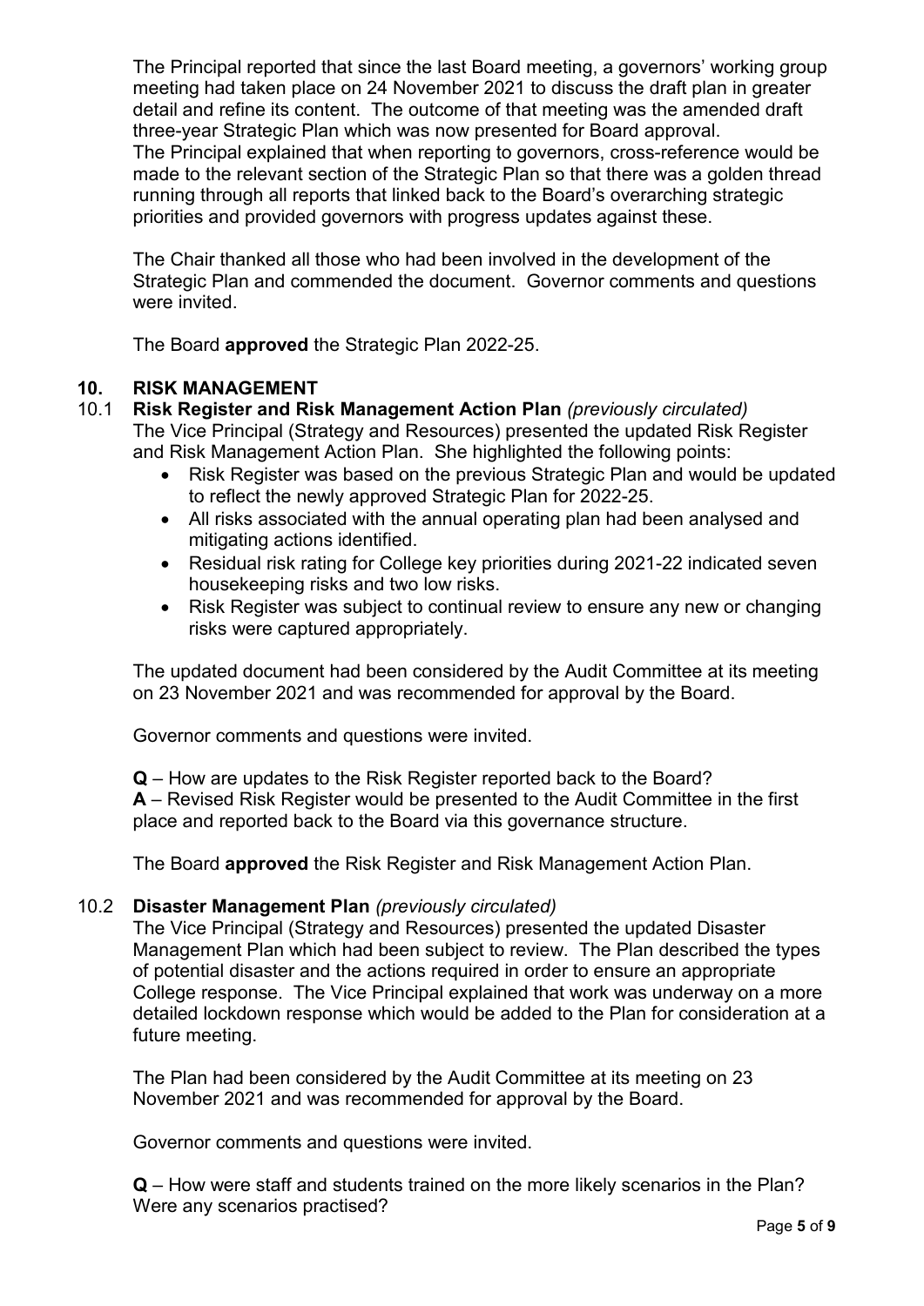The Principal reported that since the last Board meeting, a governors' working group meeting had taken place on 24 November 2021 to discuss the draft plan in greater detail and refine its content. The outcome of that meeting was the amended draft three-year Strategic Plan which was now presented for Board approval.
The Principal explained that when reporting to governors, cross-reference would be made to the relevant section of the Strategic Plan so that there was a golden thread running through all reports that linked back to the Board's overarching strategic priorities and provided governors with progress updates against these.

The Chair thanked all those who had been involved in the development of the Strategic Plan and commended the document. Governor comments and questions were invited.

The Board **approved** the Strategic Plan 2022-25.

## 10. RISK MANAGEMENT

### 10.1 Risk Register and Risk Management Action Plan *(previously circulated)*

The Vice Principal (Strategy and Resources) presented the updated Risk Register and Risk Management Action Plan. She highlighted the following points:

- Risk Register was based on the previous Strategic Plan and would be updated to reflect the newly approved Strategic Plan for 2022-25.
- All risks associated with the annual operating plan had been analysed and mitigating actions identified.
- Residual risk rating for College key priorities during 2021-22 indicated seven housekeeping risks and two low risks.
- Risk Register was subject to continual review to ensure any new or changing risks were captured appropriately.

The updated document had been considered by the Audit Committee at its meeting on 23 November 2021 and was recommended for approval by the Board.

Governor comments and questions were invited.

**Q** – How are updates to the Risk Register reported back to the Board?
**A** – Revised Risk Register would be presented to the Audit Committee in the first place and reported back to the Board via this governance structure.

The Board **approved** the Risk Register and Risk Management Action Plan.

### 10.2 Disaster Management Plan *(previously circulated)*

The Vice Principal (Strategy and Resources) presented the updated Disaster Management Plan which had been subject to review. The Plan described the types of potential disaster and the actions required in order to ensure an appropriate College response. The Vice Principal explained that work was underway on a more detailed lockdown response which would be added to the Plan for consideration at a future meeting.

The Plan had been considered by the Audit Committee at its meeting on 23 November 2021 and was recommended for approval by the Board.

Governor comments and questions were invited.

**Q** – How were staff and students trained on the more likely scenarios in the Plan? Were any scenarios practised?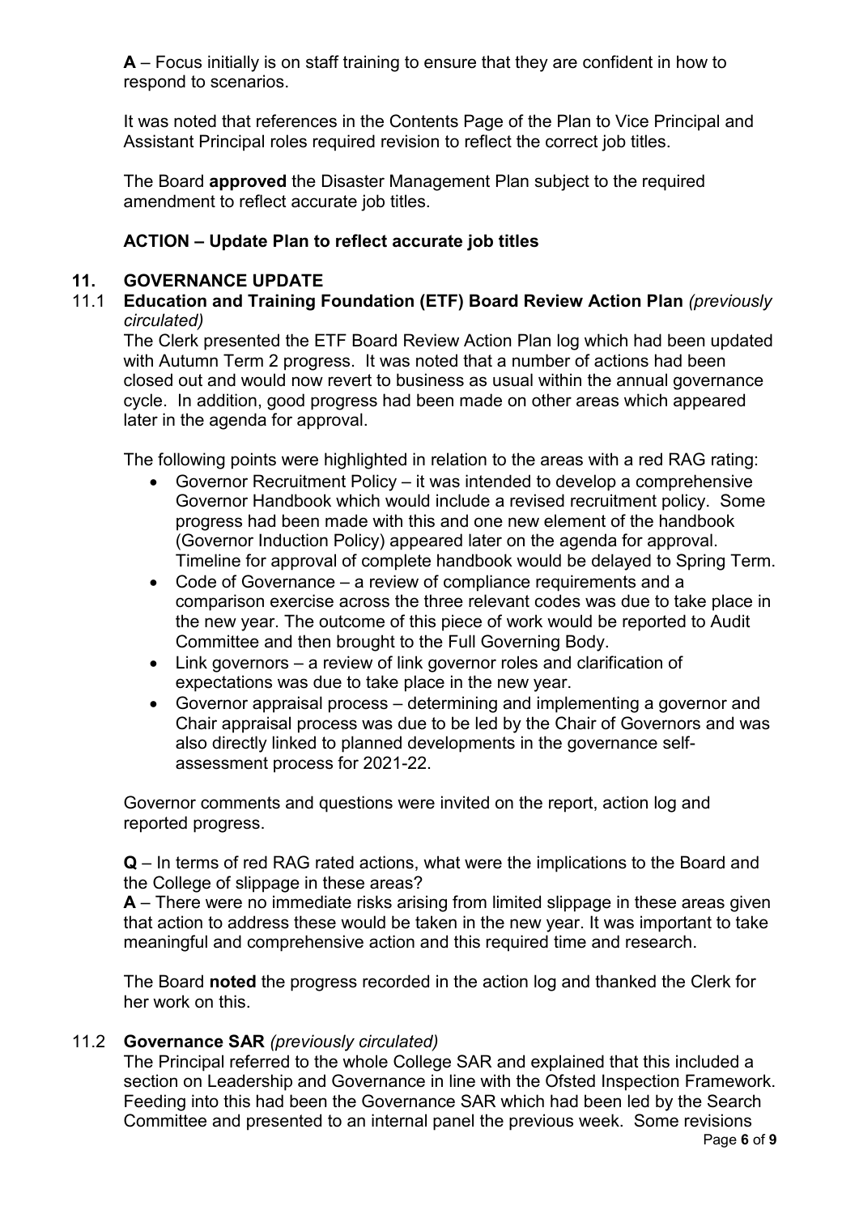**A** – Focus initially is on staff training to ensure that they are confident in how to respond to scenarios.

It was noted that references in the Contents Page of the Plan to Vice Principal and Assistant Principal roles required revision to reflect the correct job titles.

The Board **approved** the Disaster Management Plan subject to the required amendment to reflect accurate job titles.

**ACTION – Update Plan to reflect accurate job titles**

## 11. GOVERNANCE UPDATE

### 11.1 Education and Training Foundation (ETF) Board Review Action Plan *(previously circulated)*

The Clerk presented the ETF Board Review Action Plan log which had been updated with Autumn Term 2 progress. It was noted that a number of actions had been closed out and would now revert to business as usual within the annual governance cycle. In addition, good progress had been made on other areas which appeared later in the agenda for approval.

The following points were highlighted in relation to the areas with a red RAG rating:

- Governor Recruitment Policy – it was intended to develop a comprehensive Governor Handbook which would include a revised recruitment policy. Some progress had been made with this and one new element of the handbook (Governor Induction Policy) appeared later on the agenda for approval. Timeline for approval of complete handbook would be delayed to Spring Term.
- Code of Governance – a review of compliance requirements and a comparison exercise across the three relevant codes was due to take place in the new year. The outcome of this piece of work would be reported to Audit Committee and then brought to the Full Governing Body.
- Link governors – a review of link governor roles and clarification of expectations was due to take place in the new year.
- Governor appraisal process – determining and implementing a governor and Chair appraisal process was due to be led by the Chair of Governors and was also directly linked to planned developments in the governance self-assessment process for 2021-22.

Governor comments and questions were invited on the report, action log and reported progress.

**Q** – In terms of red RAG rated actions, what were the implications to the Board and the College of slippage in these areas?
**A** – There were no immediate risks arising from limited slippage in these areas given that action to address these would be taken in the new year. It was important to take meaningful and comprehensive action and this required time and research.

The Board **noted** the progress recorded in the action log and thanked the Clerk for her work on this.

### 11.2 Governance SAR *(previously circulated)*

The Principal referred to the whole College SAR and explained that this included a section on Leadership and Governance in line with the Ofsted Inspection Framework. Feeding into this had been the Governance SAR which had been led by the Search Committee and presented to an internal panel the previous week. Some revisions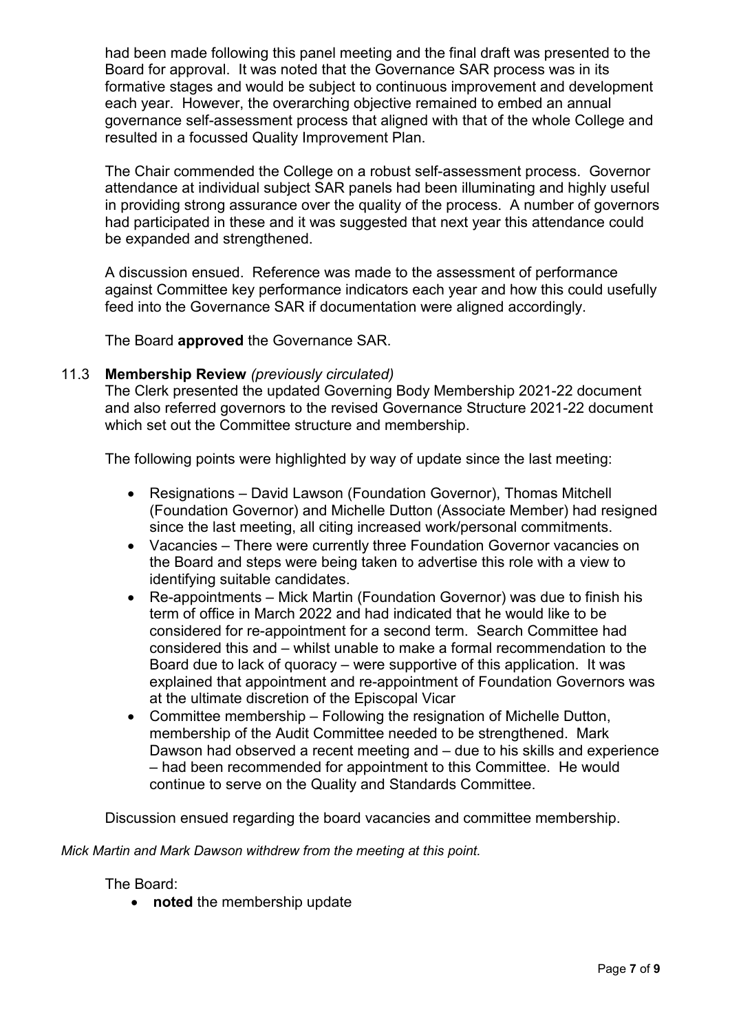had been made following this panel meeting and the final draft was presented to the Board for approval. It was noted that the Governance SAR process was in its formative stages and would be subject to continuous improvement and development each year. However, the overarching objective remained to embed an annual governance self-assessment process that aligned with that of the whole College and resulted in a focussed Quality Improvement Plan.

The Chair commended the College on a robust self-assessment process. Governor attendance at individual subject SAR panels had been illuminating and highly useful in providing strong assurance over the quality of the process. A number of governors had participated in these and it was suggested that next year this attendance could be expanded and strengthened.

A discussion ensued. Reference was made to the assessment of performance against Committee key performance indicators each year and how this could usefully feed into the Governance SAR if documentation were aligned accordingly.

The Board **approved** the Governance SAR.

11.3 **Membership Review** *(previously circulated)*

The Clerk presented the updated Governing Body Membership 2021-22 document and also referred governors to the revised Governance Structure 2021-22 document which set out the Committee structure and membership.

The following points were highlighted by way of update since the last meeting:

- Resignations – David Lawson (Foundation Governor), Thomas Mitchell (Foundation Governor) and Michelle Dutton (Associate Member) had resigned since the last meeting, all citing increased work/personal commitments.
- Vacancies – There were currently three Foundation Governor vacancies on the Board and steps were being taken to advertise this role with a view to identifying suitable candidates.
- Re-appointments – Mick Martin (Foundation Governor) was due to finish his term of office in March 2022 and had indicated that he would like to be considered for re-appointment for a second term. Search Committee had considered this and – whilst unable to make a formal recommendation to the Board due to lack of quoracy – were supportive of this application. It was explained that appointment and re-appointment of Foundation Governors was at the ultimate discretion of the Episcopal Vicar
- Committee membership – Following the resignation of Michelle Dutton, membership of the Audit Committee needed to be strengthened. Mark Dawson had observed a recent meeting and – due to his skills and experience – had been recommended for appointment to this Committee. He would continue to serve on the Quality and Standards Committee.

Discussion ensued regarding the board vacancies and committee membership.

*Mick Martin and Mark Dawson withdrew from the meeting at this point.*

The Board:

- **noted** the membership update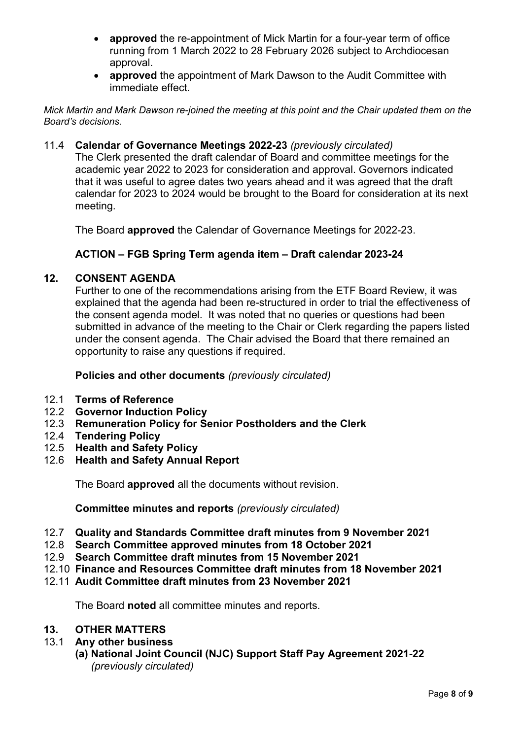- **approved** the re-appointment of Mick Martin for a four-year term of office running from 1 March 2022 to 28 February 2026 subject to Archdiocesan approval.
- **approved** the appointment of Mark Dawson to the Audit Committee with immediate effect.

*Mick Martin and Mark Dawson re-joined the meeting at this point and the Chair updated them on the Board's decisions.*

11.4 **Calendar of Governance Meetings 2022-23** *(previously circulated)*

The Clerk presented the draft calendar of Board and committee meetings for the academic year 2022 to 2023 for consideration and approval. Governors indicated that it was useful to agree dates two years ahead and it was agreed that the draft calendar for 2023 to 2024 would be brought to the Board for consideration at its next meeting.

The Board **approved** the Calendar of Governance Meetings for 2022-23.

**ACTION – FGB Spring Term agenda item – Draft calendar 2023-24**

## 12. CONSENT AGENDA

Further to one of the recommendations arising from the ETF Board Review, it was explained that the agenda had been re-structured in order to trial the effectiveness of the consent agenda model. It was noted that no queries or questions had been submitted in advance of the meeting to the Chair or Clerk regarding the papers listed under the consent agenda. The Chair advised the Board that there remained an opportunity to raise any questions if required.

**Policies and other documents** *(previously circulated)*

12.1 **Terms of Reference**
12.2 **Governor Induction Policy**
12.3 **Remuneration Policy for Senior Postholders and the Clerk**
12.4 **Tendering Policy**
12.5 **Health and Safety Policy**
12.6 **Health and Safety Annual Report**

The Board **approved** all the documents without revision.

**Committee minutes and reports** *(previously circulated)*

12.7 **Quality and Standards Committee draft minutes from 9 November 2021**
12.8 **Search Committee approved minutes from 18 October 2021**
12.9 **Search Committee draft minutes from 15 November 2021**
12.10 **Finance and Resources Committee draft minutes from 18 November 2021**
12.11 **Audit Committee draft minutes from 23 November 2021**

The Board **noted** all committee minutes and reports.

## 13. OTHER MATTERS

13.1 **Any other business**

**(a) National Joint Council (NJC) Support Staff Pay Agreement 2021-22** *(previously circulated)*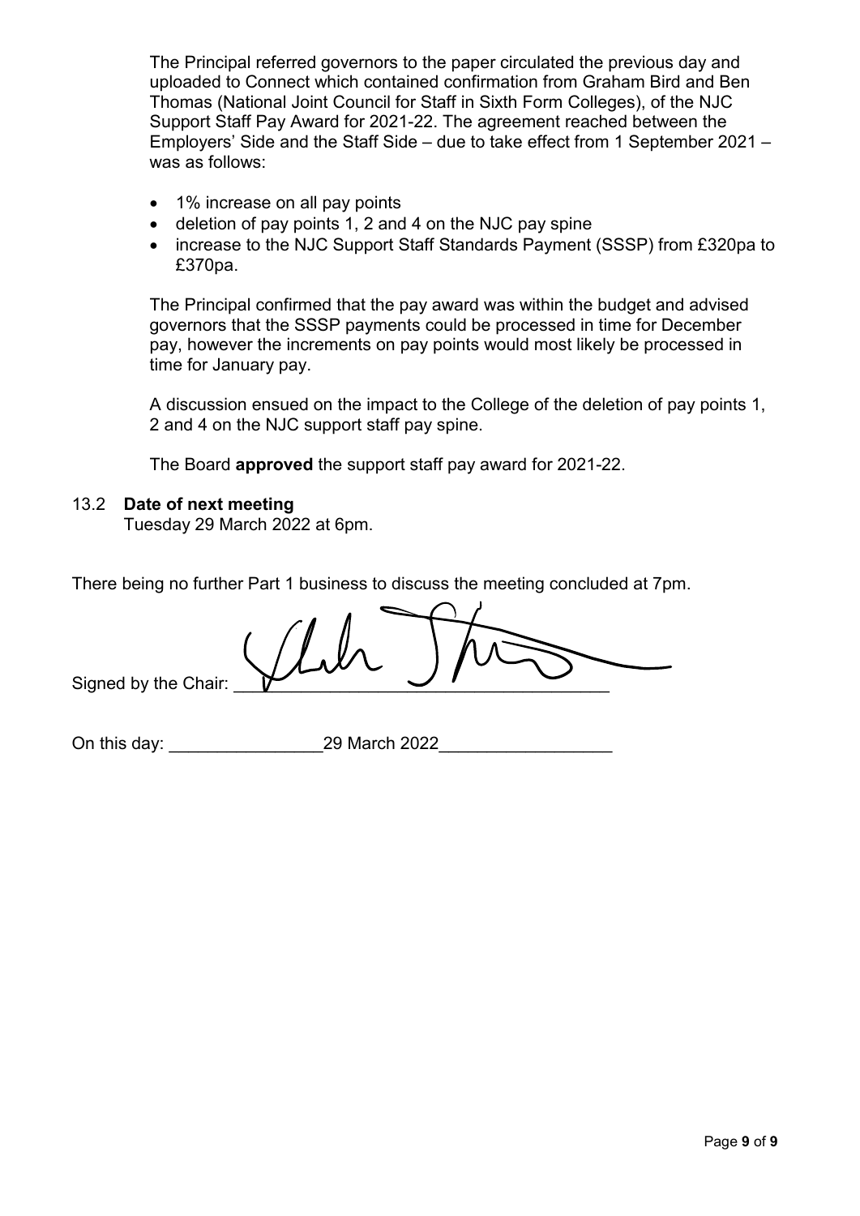The Principal referred governors to the paper circulated the previous day and uploaded to Connect which contained confirmation from Graham Bird and Ben Thomas (National Joint Council for Staff in Sixth Form Colleges), of the NJC Support Staff Pay Award for 2021-22. The agreement reached between the Employers' Side and the Staff Side – due to take effect from 1 September 2021 – was as follows:

- 1% increase on all pay points
- deletion of pay points 1, 2 and 4 on the NJC pay spine
- increase to the NJC Support Staff Standards Payment (SSSP) from £320pa to £370pa.

The Principal confirmed that the pay award was within the budget and advised governors that the SSSP payments could be processed in time for December pay, however the increments on pay points would most likely be processed in time for January pay.

A discussion ensued on the impact to the College of the deletion of pay points 1, 2 and 4 on the NJC support staff pay spine.

The Board **approved** the support staff pay award for 2021-22.

13.2 **Date of next meeting**
Tuesday 29 March 2022 at 6pm.

There being no further Part 1 business to discuss the meeting concluded at 7pm.

Signed by the Chair: ______________________________________

On this day: ________________29 March 2022__________________